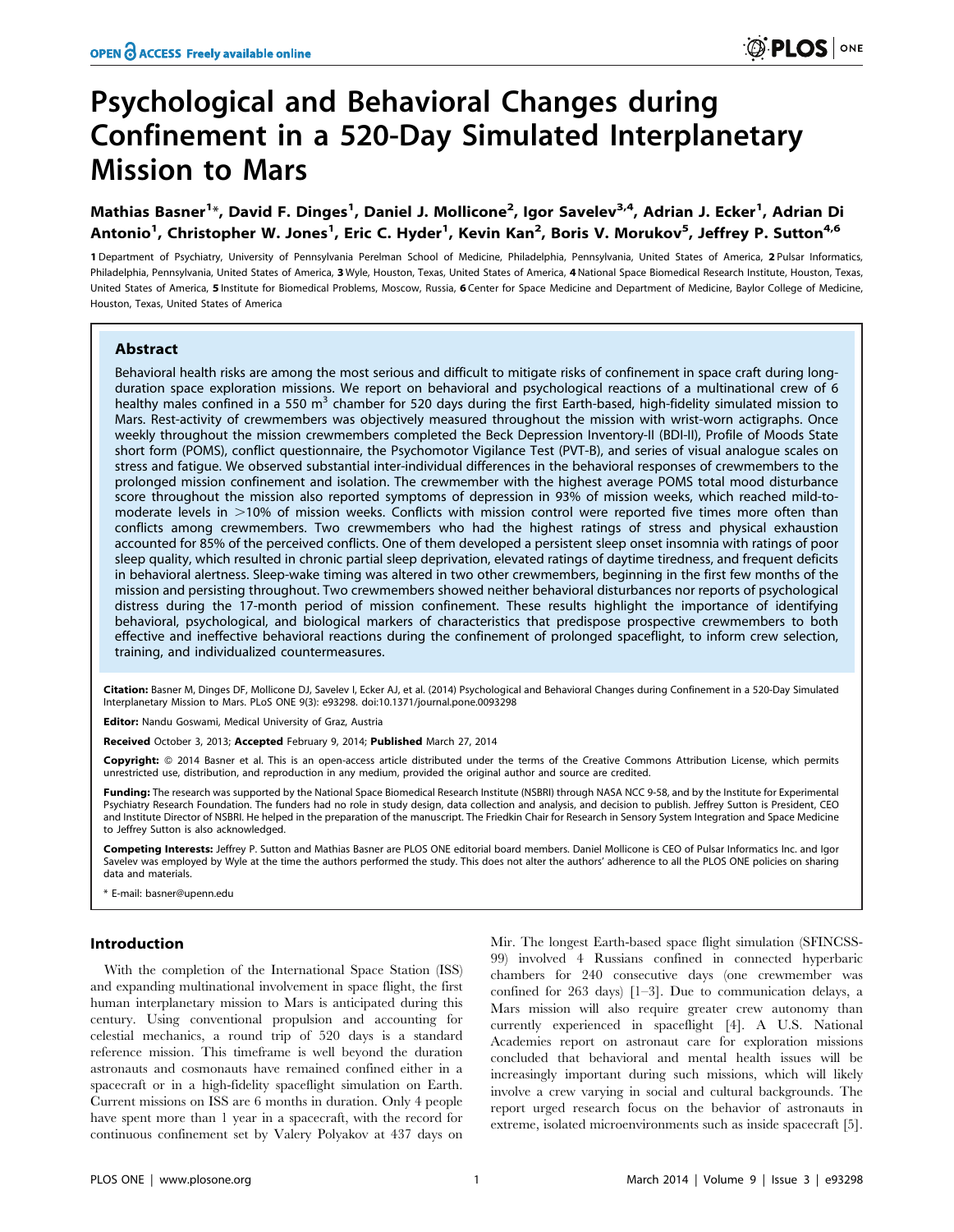# Psychological and Behavioral Changes during Confinement in a 520-Day Simulated Interplanetary Mission to Mars

**Mathias Basner[1]*, David F. Dinges[1], Daniel J. Mollicone[2], Igor Savelev[3,4], Adrian J. Ecker[1], Adrian Di Antonio[1], Christopher W. Jones[1], Eric C. Hyder[1], Kevin Kan[2], Boris V. Morukov[5], Jeffrey P. Sutton[4,6]**

1 Department of Psychiatry, University of Pennsylvania Perelman School of Medicine, Philadelphia, Pennsylvania, United States of America, 2 Pulsar Informatics, Philadelphia, Pennsylvania, United States of America, 3 Wyle, Houston, Texas, United States of America, 4 National Space Biomedical Research Institute, Houston, Texas, United States of America, 5 Institute for Biomedical Problems, Moscow, Russia, 6 Center for Space Medicine and Department of Medicine, Baylor College of Medicine, Houston, Texas, United States of America

## Abstract

Behavioral health risks are among the most serious and difficult to mitigate risks of confinement in space craft during long-duration space exploration missions. We report on behavioral and psychological reactions of a multinational crew of 6 healthy males confined in a 550 $m^3$ chamber for 520 days during the first Earth-based, high-fidelity simulated mission to Mars. Rest-activity of crewmembers was objectively measured throughout the mission with wrist-worn actigraphs. Once weekly throughout the mission crewmembers completed the Beck Depression Inventory-II (BDI-II), Profile of Moods State short form (POMS), conflict questionnaire, the Psychomotor Vigilance Test (PVT-B), and series of visual analogue scales on stress and fatigue. We observed substantial inter-individual differences in the behavioral responses of crewmembers to the prolonged mission confinement and isolation. The crewmember with the highest average POMS total mood disturbance score throughout the mission also reported symptoms of depression in 93% of mission weeks, which reached mild-to-moderate levels in >10% of mission weeks. Conflicts with mission control were reported five times more often than conflicts among crewmembers. Two crewmembers who had the highest ratings of stress and physical exhaustion accounted for 85% of the perceived conflicts. One of them developed a persistent sleep onset insomnia with ratings of poor sleep quality, which resulted in chronic partial sleep deprivation, elevated ratings of daytime tiredness, and frequent deficits in behavioral alertness. Sleep-wake timing was altered in two other crewmembers, beginning in the first few months of the mission and persisting throughout. Two crewmembers showed neither behavioral disturbances nor reports of psychological distress during the 17-month period of mission confinement. These results highlight the importance of identifying behavioral, psychological, and biological markers of characteristics that predispose prospective crewmembers to both effective and ineffective behavioral reactions during the confinement of prolonged spaceflight, to inform crew selection, training, and individualized countermeasures.

**Citation:** Basner M, Dinges DF, Mollicone DJ, Savelev I, Ecker AJ, et al. (2014) Psychological and Behavioral Changes during Confinement in a 520-Day Simulated Interplanetary Mission to Mars. PLoS ONE 9(3): e93298. doi:10.1371/journal.pone.0093298

**Editor:** Nandu Goswami, Medical University of Graz, Austria

**Received** October 3, 2013; **Accepted** February 9, 2014; **Published** March 27, 2014

**Copyright:** © 2014 Basner et al. This is an open-access article distributed under the terms of the Creative Commons Attribution License, which permits unrestricted use, distribution, and reproduction in any medium, provided the original author and source are credited.

**Funding:** The research was supported by the National Space Biomedical Research Institute (NSBRI) through NASA NCC 9-58, and by the Institute for Experimental Psychiatry Research Foundation. The funders had no role in study design, data collection and analysis, and decision to publish. Jeffrey Sutton is President, CEO and Institute Director of NSBRI. He helped in the preparation of the manuscript. The Friedkin Chair for Research in Sensory System Integration and Space Medicine to Jeffrey Sutton is also acknowledged.

**Competing Interests:** Jeffrey P. Sutton and Mathias Basner are PLOS ONE editorial board members. Daniel Mollicone is CEO of Pulsar Informatics Inc. and Igor Savelev was employed by Wyle at the time the authors performed the study. This does not alter the authors' adherence to all the PLOS ONE policies on sharing data and materials.

* E-mail: basner@upenn.edu

## Introduction

With the completion of the International Space Station (ISS) and expanding multinational involvement in space flight, the first human interplanetary mission to Mars is anticipated during this century. Using conventional propulsion and accounting for celestial mechanics, a round trip of 520 days is a standard reference mission. This timeframe is well beyond the duration astronauts and cosmonauts have remained confined either in a spacecraft or in a high-fidelity spaceflight simulation on Earth. Current missions on ISS are 6 months in duration. Only 4 people have spent more than 1 year in a spacecraft, with the record for continuous confinement set by Valery Polyakov at 437 days on Mir. The longest Earth-based space flight simulation (SFINCSS-99) involved 4 Russians confined in connected hyperbaric chambers for 240 consecutive days (one crewmember was confined for 263 days) [1–3]. Due to communication delays, a Mars mission will also require greater crew autonomy than currently experienced in spaceflight [4]. A U.S. National Academies report on astronaut care for exploration missions concluded that behavioral and mental health issues will be increasingly important during such missions, which will likely involve a crew varying in social and cultural backgrounds. The report urged research focus on the behavior of astronauts in extreme, isolated microenvironments such as inside spacecraft [5].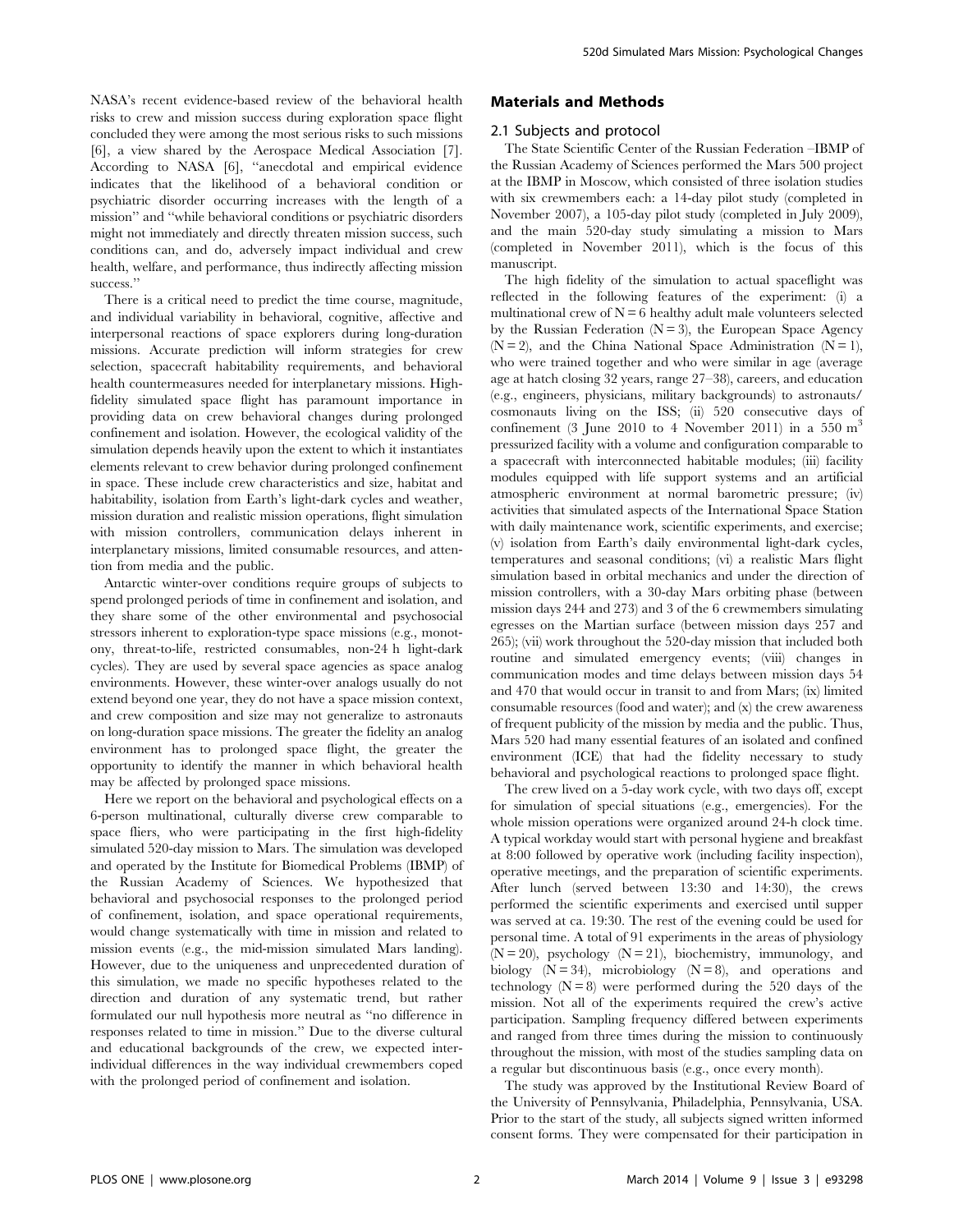NASA's recent evidence-based review of the behavioral health risks to crew and mission success during exploration space flight concluded they were among the most serious risks to such missions [6], a view shared by the Aerospace Medical Association [7]. According to NASA [6], "anecdotal and empirical evidence indicates that the likelihood of a behavioral condition or psychiatric disorder occurring increases with the length of a mission" and "while behavioral conditions or psychiatric disorders might not immediately and directly threaten mission success, such conditions can, and do, adversely impact individual and crew health, welfare, and performance, thus indirectly affecting mission success."

There is a critical need to predict the time course, magnitude, and individual variability in behavioral, cognitive, affective and interpersonal reactions of space explorers during long-duration missions. Accurate prediction will inform strategies for crew selection, spacecraft habitability requirements, and behavioral health countermeasures needed for interplanetary missions. High-fidelity simulated space flight has paramount importance in providing data on crew behavioral changes during prolonged confinement and isolation. However, the ecological validity of the simulation depends heavily upon the extent to which it instantiates elements relevant to crew behavior during prolonged confinement in space. These include crew characteristics and size, habitat and habitability, isolation from Earth's light-dark cycles and weather, mission duration and realistic mission operations, flight simulation with mission controllers, communication delays inherent in interplanetary missions, limited consumable resources, and attention from media and the public.

Antarctic winter-over conditions require groups of subjects to spend prolonged periods of time in confinement and isolation, and they share some of the other environmental and psychosocial stressors inherent to exploration-type space missions (e.g., monotony, threat-to-life, restricted consumables, non-24 h light-dark cycles). They are used by several space agencies as space analog environments. However, these winter-over analogs usually do not extend beyond one year, they do not have a space mission context, and crew composition and size may not generalize to astronauts on long-duration space missions. The greater the fidelity an analog environment has to prolonged space flight, the greater the opportunity to identify the manner in which behavioral health may be affected by prolonged space missions.

Here we report on the behavioral and psychological effects on a 6-person multinational, culturally diverse crew comparable to space fliers, who were participating in the first high-fidelity simulated 520-day mission to Mars. The simulation was developed and operated by the Institute for Biomedical Problems (IBMP) of the Russian Academy of Sciences. We hypothesized that behavioral and psychosocial responses to the prolonged period of confinement, isolation, and space operational requirements, would change systematically with time in mission and related to mission events (e.g., the mid-mission simulated Mars landing). However, due to the uniqueness and unprecedented duration of this simulation, we made no specific hypotheses related to the direction and duration of any systematic trend, but rather formulated our null hypothesis more neutral as "no difference in responses related to time in mission." Due to the diverse cultural and educational backgrounds of the crew, we expected inter-individual differences in the way individual crewmembers coped with the prolonged period of confinement and isolation.

## Materials and Methods

### 2.1 Subjects and protocol

The State Scientific Center of the Russian Federation –IBMP of the Russian Academy of Sciences performed the Mars 500 project at the IBMP in Moscow, which consisted of three isolation studies with six crewmembers each: a 14-day pilot study (completed in November 2007), a 105-day pilot study (completed in July 2009), and the main 520-day study simulating a mission to Mars (completed in November 2011), which is the focus of this manuscript.

The high fidelity of the simulation to actual spaceflight was reflected in the following features of the experiment: (i) a multinational crew of $N = 6$ healthy adult male volunteers selected by the Russian Federation ($N = 3$), the European Space Agency ($N = 2$), and the China National Space Administration ($N = 1$), who were trained together and who were similar in age (average age at hatch closing 32 years, range 27–38), careers, and education (e.g., engineers, physicians, military backgrounds) to astronauts/cosmonauts living on the ISS; (ii) 520 consecutive days of confinement (3 June 2010 to 4 November 2011) in a 550 $m^3$ pressurized facility with a volume and configuration comparable to a spacecraft with interconnected habitable modules; (iii) facility modules equipped with life support systems and an artificial atmospheric environment at normal barometric pressure; (iv) activities that simulated aspects of the International Space Station with daily maintenance work, scientific experiments, and exercise; (v) isolation from Earth's daily environmental light-dark cycles, temperatures and seasonal conditions; (vi) a realistic Mars flight simulation based in orbital mechanics and under the direction of mission controllers, with a 30-day Mars orbiting phase (between mission days 244 and 273) and 3 of the 6 crewmembers simulating egresses on the Martian surface (between mission days 257 and 265); (vii) work throughout the 520-day mission that included both routine and simulated emergency events; (viii) changes in communication modes and time delays between mission days 54 and 470 that would occur in transit to and from Mars; (ix) limited consumable resources (food and water); and (x) the crew awareness of frequent publicity of the mission by media and the public. Thus, Mars 520 had many essential features of an isolated and confined environment (ICE) that had the fidelity necessary to study behavioral and psychological reactions to prolonged space flight.

The crew lived on a 5-day work cycle, with two days off, except for simulation of special situations (e.g., emergencies). For the whole mission operations were organized around 24-h clock time. A typical workday would start with personal hygiene and breakfast at 8:00 followed by operative work (including facility inspection), operative meetings, and the preparation of scientific experiments. After lunch (served between 13:30 and 14:30), the crews performed the scientific experiments and exercised until supper was served at ca. 19:30. The rest of the evening could be used for personal time. A total of 91 experiments in the areas of physiology ($N = 20$), psychology ($N = 21$), biochemistry, immunology, and biology ($N = 34$), microbiology ($N = 8$), and operations and technology ($N = 8$) were performed during the 520 days of the mission. Not all of the experiments required the crew's active participation. Sampling frequency differed between experiments and ranged from three times during the mission to continuously throughout the mission, with most of the studies sampling data on a regular but discontinuous basis (e.g., once every month).

The study was approved by the Institutional Review Board of the University of Pennsylvania, Philadelphia, Pennsylvania, USA. Prior to the start of the study, all subjects signed written informed consent forms. They were compensated for their participation in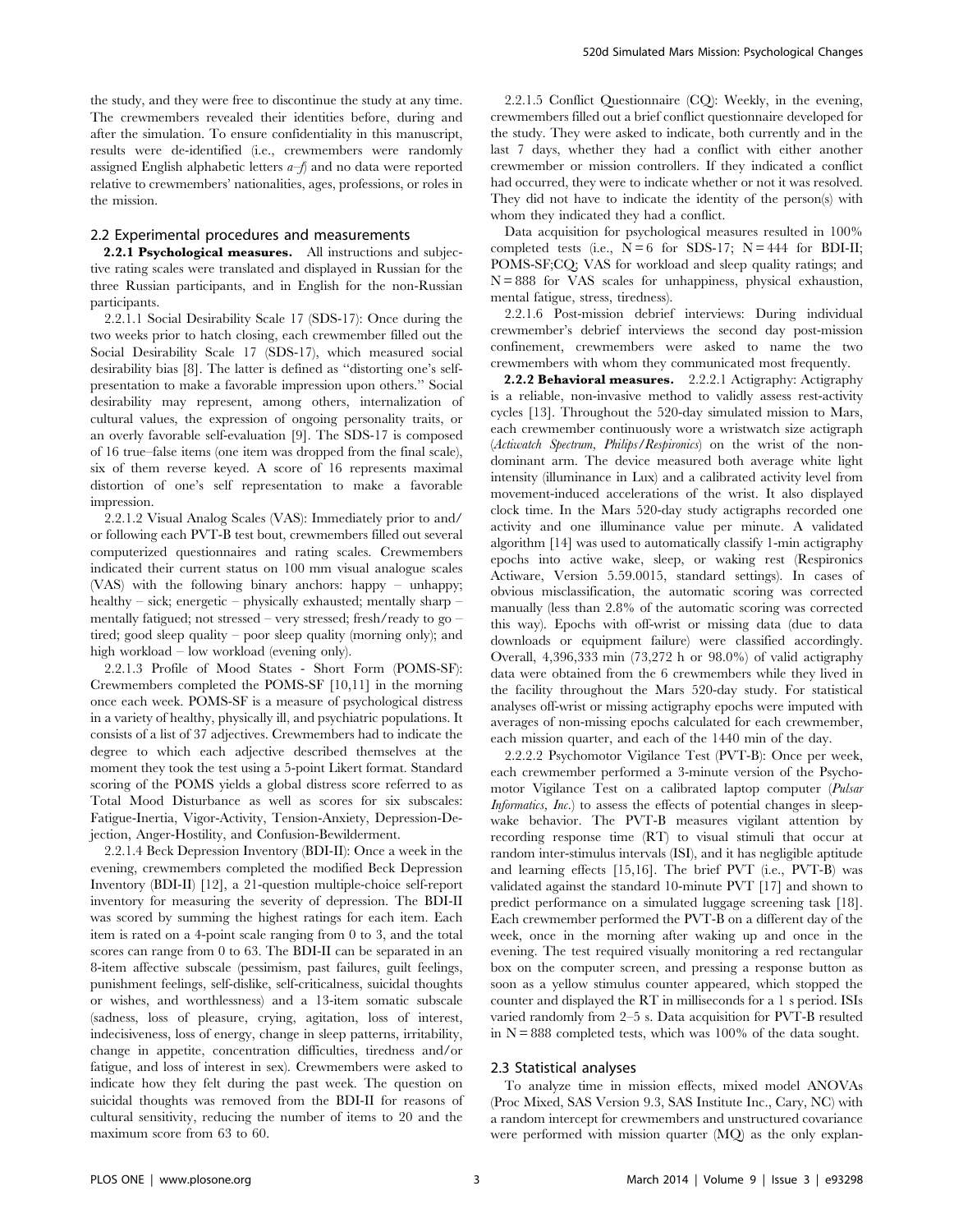the study, and they were free to discontinue the study at any time. The crewmembers revealed their identities before, during and after the simulation. To ensure confidentiality in this manuscript, results were de-identified (i.e., crewmembers were randomly assigned English alphabetic letters *a–f*) and no data were reported relative to crewmembers' nationalities, ages, professions, or roles in the mission.

## 2.2 Experimental procedures and measurements

**2.2.1 Psychological measures.** All instructions and subjective rating scales were translated and displayed in Russian for the three Russian participants, and in English for the non-Russian participants.

2.2.1.1 Social Desirability Scale 17 (SDS-17): Once during the two weeks prior to hatch closing, each crewmember filled out the Social Desirability Scale 17 (SDS-17), which measured social desirability bias [8]. The latter is defined as "distorting one's self-presentation to make a favorable impression upon others." Social desirability may represent, among others, internalization of cultural values, the expression of ongoing personality traits, or an overly favorable self-evaluation [9]. The SDS-17 is composed of 16 true–false items (one item was dropped from the final scale), six of them reverse keyed. A score of 16 represents maximal distortion of one's self representation to make a favorable impression.

2.2.1.2 Visual Analog Scales (VAS): Immediately prior to and/or following each PVT-B test bout, crewmembers filled out several computerized questionnaires and rating scales. Crewmembers indicated their current status on 100 mm visual analogue scales (VAS) with the following binary anchors: happy – unhappy; healthy – sick; energetic – physically exhausted; mentally sharp – mentally fatigued; not stressed – very stressed; fresh/ready to go – tired; good sleep quality – poor sleep quality (morning only); and high workload – low workload (evening only).

2.2.1.3 Profile of Mood States - Short Form (POMS-SF): Crewmembers completed the POMS-SF [10,11] in the morning once each week. POMS-SF is a measure of psychological distress in a variety of healthy, physically ill, and psychiatric populations. It consists of a list of 37 adjectives. Crewmembers had to indicate the degree to which each adjective described themselves at the moment they took the test using a 5-point Likert format. Standard scoring of the POMS yields a global distress score referred to as Total Mood Disturbance as well as scores for six subscales: Fatigue-Inertia, Vigor-Activity, Tension-Anxiety, Depression-Dejection, Anger-Hostility, and Confusion-Bewilderment.

2.2.1.4 Beck Depression Inventory (BDI-II): Once a week in the evening, crewmembers completed the modified Beck Depression Inventory (BDI-II) [12], a 21-question multiple-choice self-report inventory for measuring the severity of depression. The BDI-II was scored by summing the highest ratings for each item. Each item is rated on a 4-point scale ranging from 0 to 3, and the total scores can range from 0 to 63. The BDI-II can be separated in an 8-item affective subscale (pessimism, past failures, guilt feelings, punishment feelings, self-dislike, self-criticalness, suicidal thoughts or wishes, and worthlessness) and a 13-item somatic subscale (sadness, loss of pleasure, crying, agitation, loss of interest, indecisiveness, loss of energy, change in sleep patterns, irritability, change in appetite, concentration difficulties, tiredness and/or fatigue, and loss of interest in sex). Crewmembers were asked to indicate how they felt during the past week. The question on suicidal thoughts was removed from the BDI-II for reasons of cultural sensitivity, reducing the number of items to 20 and the maximum score from 63 to 60.

2.2.1.5 Conflict Questionnaire (CQ): Weekly, in the evening, crewmembers filled out a brief conflict questionnaire developed for the study. They were asked to indicate, both currently and in the last 7 days, whether they had a conflict with either another crewmember or mission controllers. If they indicated a conflict had occurred, they were to indicate whether or not it was resolved. They did not have to indicate the identity of the person(s) with whom they indicated they had a conflict.

Data acquisition for psychological measures resulted in 100% completed tests (i.e., N = 6 for SDS-17; N = 444 for BDI-II; POMS-SF;CQ; VAS for workload and sleep quality ratings; and N = 888 for VAS scales for unhappiness, physical exhaustion, mental fatigue, stress, tiredness).

2.2.1.6 Post-mission debrief interviews: During individual crewmember's debrief interviews the second day post-mission confinement, crewmembers were asked to name the two crewmembers with whom they communicated most frequently.

**2.2.2 Behavioral measures.** 2.2.2.1 Actigraphy: Actigraphy is a reliable, non-invasive method to validly assess rest-activity cycles [13]. Throughout the 520-day simulated mission to Mars, each crewmember continuously wore a wristwatch size actigraph (*Actiwatch Spectrum, Philips/Respironics*) on the wrist of the non-dominant arm. The device measured both average white light intensity (illuminance in Lux) and a calibrated activity level from movement-induced accelerations of the wrist. It also displayed clock time. In the Mars 520-day study actigraphs recorded one activity and one illuminance value per minute. A validated algorithm [14] was used to automatically classify 1-min actigraphy epochs into active wake, sleep, or waking rest (Respironics Actiware, Version 5.59.0015, standard settings). In cases of obvious misclassification, the automatic scoring was corrected manually (less than 2.8% of the automatic scoring was corrected this way). Epochs with off-wrist or missing data (due to data downloads or equipment failure) were classified accordingly. Overall, 4,396,333 min (73,272 h or 98.0%) of valid actigraphy data were obtained from the 6 crewmembers while they lived in the facility throughout the Mars 520-day study. For statistical analyses off-wrist or missing actigraphy epochs were imputed with averages of non-missing epochs calculated for each crewmember, each mission quarter, and each of the 1440 min of the day.

2.2.2.2 Psychomotor Vigilance Test (PVT-B): Once per week, each crewmember performed a 3-minute version of the Psychomotor Vigilance Test on a calibrated laptop computer (*Pulsar Informatics, Inc.*) to assess the effects of potential changes in sleep-wake behavior. The PVT-B measures vigilant attention by recording response time (RT) to visual stimuli that occur at random inter-stimulus intervals (ISI), and it has negligible aptitude and learning effects [15,16]. The brief PVT (i.e., PVT-B) was validated against the standard 10-minute PVT [17] and shown to predict performance on a simulated luggage screening task [18]. Each crewmember performed the PVT-B on a different day of the week, once in the morning after waking up and once in the evening. The test required visually monitoring a red rectangular box on the computer screen, and pressing a response button as soon as a yellow stimulus counter appeared, which stopped the counter and displayed the RT in milliseconds for a 1 s period. ISIs varied randomly from 2–5 s. Data acquisition for PVT-B resulted in N = 888 completed tests, which was 100% of the data sought.

## 2.3 Statistical analyses

To analyze time in mission effects, mixed model ANOVAs (Proc Mixed, SAS Version 9.3, SAS Institute Inc., Cary, NC) with a random intercept for crewmembers and unstructured covariance were performed with mission quarter (MQ) as the only explan-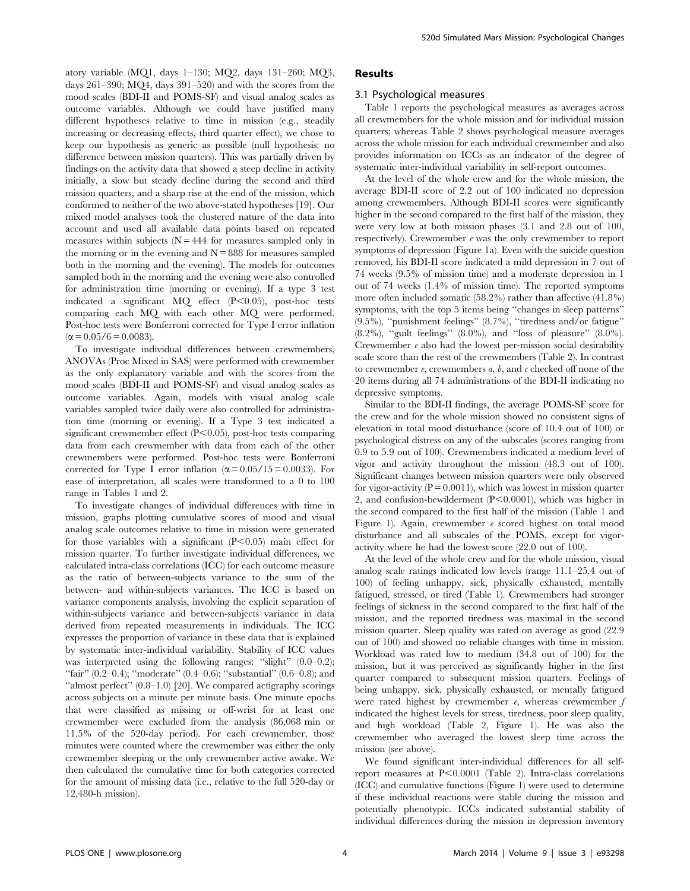atory variable (MQ1, days 1–130; MQ2, days 131–260; MQ3, days 261–390; MQ4, days 391–520) and with the scores from the mood scales (BDI-II and POMS-SF) and visual analog scales as outcome variables. Although we could have justified many different hypotheses relative to time in mission (e.g., steadily increasing or decreasing effects, third quarter effect), we chose to keep our hypothesis as generic as possible (null hypothesis: no difference between mission quarters). This was partially driven by findings on the activity data that showed a steep decline in activity initially, a slow but steady decline during the second and third mission quarters, and a sharp rise at the end of the mission, which conformed to neither of the two above-stated hypotheses [19]. Our mixed model analyses took the clustered nature of the data into account and used all available data points based on repeated measures within subjects (N = 444 for measures sampled only in the morning or in the evening and N = 888 for measures sampled both in the morning and the evening). The models for outcomes sampled both in the morning and the evening were also controlled for administration time (morning or evening). If a type 3 test indicated a significant MQ effect ($P<0.05$), post-hoc tests comparing each MQ with each other MQ were performed. Post-hoc tests were Bonferroni corrected for Type I error inflation ($\alpha = 0.05/6 = 0.0083$).

To investigate individual differences between crewmembers, ANOVAs (Proc Mixed in SAS) were performed with crewmember as the only explanatory variable and with the scores from the mood scales (BDI-II and POMS-SF) and visual analog scales as outcome variables. Again, models with visual analog scale variables sampled twice daily were also controlled for administration time (morning or evening). If a Type 3 test indicated a significant crewmember effect ($P<0.05$), post-hoc tests comparing data from each crewmember with data from each of the other crewmembers were performed. Post-hoc tests were Bonferroni corrected for Type I error inflation ($\alpha = 0.05/15 = 0.0033$). For ease of interpretation, all scales were transformed to a 0 to 100 range in Tables 1 and 2.

To investigate changes of individual differences with time in mission, graphs plotting cumulative scores of mood and visual analog scale outcomes relative to time in mission were generated for those variables with a significant ($P<0.05$) main effect for mission quarter. To further investigate individual differences, we calculated intra-class correlations (ICC) for each outcome measure as the ratio of between-subjects variance to the sum of the between- and within-subjects variances. The ICC is based on variance components analysis, involving the explicit separation of within-subjects variance and between-subjects variance in data derived from repeated measurements in individuals. The ICC expresses the proportion of variance in these data that is explained by systematic inter-individual variability. Stability of ICC values was interpreted using the following ranges: "slight" (0.0–0.2); "fair" (0.2–0.4); "moderate" (0.4–0.6); "substantial" (0.6–0.8); and "almost perfect" (0.8–1.0) [20]. We compared actigraphy scorings across subjects on a minute per minute basis. One minute epochs that were classified as missing or off-wrist for at least one crewmember were excluded from the analysis (86,068 min or 11.5% of the 520-day period). For each crewmember, those minutes were counted where the crewmember was either the only crewmember sleeping or the only crewmember active awake. We then calculated the cumulative time for both categories corrected for the amount of missing data (i.e., relative to the full 520-day or 12,480-h mission).

## Results

### 3.1 Psychological measures

Table 1 reports the psychological measures as averages across all crewmembers for the whole mission and for individual mission quarters; whereas Table 2 shows psychological measure averages across the whole mission for each individual crewmember and also provides information on ICCs as an indicator of the degree of systematic inter-individual variability in self-report outcomes.

At the level of the whole crew and for the whole mission, the average BDI-II score of 2.2 out of 100 indicated no depression among crewmembers. Although BDI-II scores were significantly higher in the second compared to the first half of the mission, they were very low at both mission phases (3.1 and 2.8 out of 100, respectively). Crewmember *e* was the only crewmember to report symptoms of depression (Figure 1a). Even with the suicide question removed, his BDI-II score indicated a mild depression in 7 out of 74 weeks (9.5% of mission time) and a moderate depression in 1 out of 74 weeks (1.4% of mission time). The reported symptoms more often included somatic (58.2%) rather than affective (41.8%) symptoms, with the top 5 items being "changes in sleep patterns" (9.5%), "punishment feelings" (8.7%), "tiredness and/or fatigue" (8.2%), "guilt feelings" (8.0%), and "loss of pleasure" (8.0%). Crewmember *e* also had the lowest per-mission social desirability scale score than the rest of the crewmembers (Table 2). In contrast to crewmember *e*, crewmembers *a*, *b*, and *c* checked off none of the 20 items during all 74 administrations of the BDI-II indicating no depressive symptoms.

Similar to the BDI-II findings, the average POMS-SF score for the crew and for the whole mission showed no consistent signs of elevation in total mood disturbance (score of 10.4 out of 100) or psychological distress on any of the subscales (scores ranging from 0.9 to 5.9 out of 100). Crewmembers indicated a medium level of vigor and activity throughout the mission (48.3 out of 100). Significant changes between mission quarters were only observed for vigor-activity ($P = 0.0011$), which was lowest in mission quarter 2, and confusion-bewilderment ($P<0.0001$), which was higher in the second compared to the first half of the mission (Table 1 and Figure 1). Again, crewmember *e* scored highest on total mood disturbance and all subscales of the POMS, except for vigor-activity where he had the lowest score (22.0 out of 100).

At the level of the whole crew and for the whole mission, visual analog scale ratings indicated low levels (range 11.1–25.4 out of 100) of feeling unhappy, sick, physically exhausted, mentally fatigued, stressed, or tired (Table 1). Crewmembers had stronger feelings of sickness in the second compared to the first half of the mission, and the reported tiredness was maximal in the second mission quarter. Sleep quality was rated on average as good (22.9 out of 100) and showed no reliable changes with time in mission. Workload was rated low to medium (34.8 out of 100) for the mission, but it was perceived as significantly higher in the first quarter compared to subsequent mission quarters. Feelings of being unhappy, sick, physically exhausted, or mentally fatigued were rated highest by crewmember *e*, whereas crewmember *f* indicated the highest levels for stress, tiredness, poor sleep quality, and high workload (Table 2, Figure 1). He was also the crewmember who averaged the lowest sleep time across the mission (see above).

We found significant inter-individual differences for all self-report measures at $P<0.0001$ (Table 2). Intra-class correlations (ICC) and cumulative functions (Figure 1) were used to determine if these individual reactions were stable during the mission and potentially phenotypic. ICCs indicated substantial stability of individual differences during the mission in depression inventory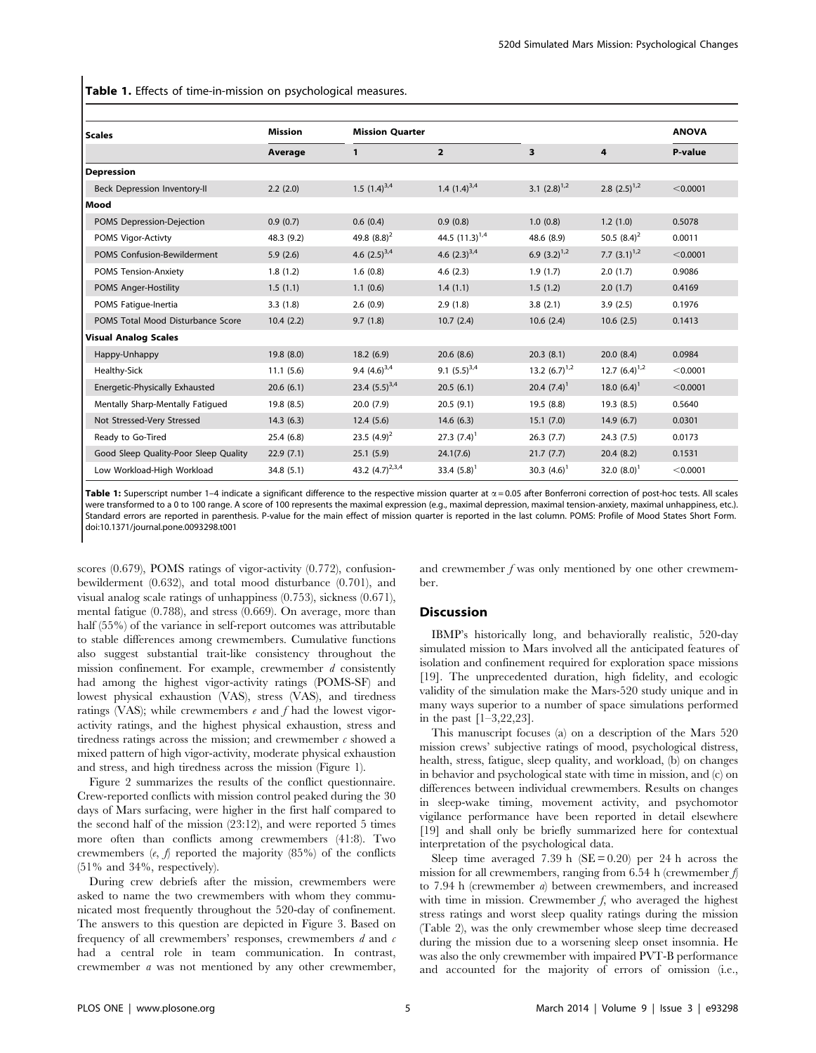**Table 1.** Effects of time-in-mission on psychological measures.

| Scales | Mission | Mission Quarter | | | | ANOVA |
|---|---|---|---|---|---|---|
| | Average | 1 | 2 | 3 | 4 | P-value |
| **Depression** | | | | | | |
| Beck Depression Inventory-II | 2.2 (2.0) | 1.5 (1.4)$^{3,4}$ | 1.4 (1.4)$^{3,4}$ | 3.1 (2.8)$^{1,2}$ | 2.8 (2.5)$^{1,2}$ | <0.0001 |
| **Mood** | | | | | | |
| POMS Depression-Dejection | 0.9 (0.7) | 0.6 (0.4) | 0.9 (0.8) | 1.0 (0.8) | 1.2 (1.0) | 0.5078 |
| POMS Vigor-Activty | 48.3 (9.2) | 49.8 (8.8)$^{2}$ | 44.5 (11.3)$^{1,4}$ | 48.6 (8.9) | 50.5 (8.4)$^{2}$ | 0.0011 |
| POMS Confusion-Bewilderment | 5.9 (2.6) | 4.6 (2.5)$^{3,4}$ | 4.6 (2.3)$^{3,4}$ | 6.9 (3.2)$^{1,2}$ | 7.7 (3.1)$^{1,2}$ | <0.0001 |
| POMS Tension-Anxiety | 1.8 (1.2) | 1.6 (0.8) | 4.6 (2.3) | 1.9 (1.7) | 2.0 (1.7) | 0.9086 |
| POMS Anger-Hostility | 1.5 (1.1) | 1.1 (0.6) | 1.4 (1.1) | 1.5 (1.2) | 2.0 (1.7) | 0.4169 |
| POMS Fatigue-Inertia | 3.3 (1.8) | 2.6 (0.9) | 2.9 (1.8) | 3.8 (2.1) | 3.9 (2.5) | 0.1976 |
| POMS Total Mood Disturbance Score | 10.4 (2.2) | 9.7 (1.8) | 10.7 (2.4) | 10.6 (2.4) | 10.6 (2.5) | 0.1413 |
| **Visual Analog Scales** | | | | | | |
| Happy-Unhappy | 19.8 (8.0) | 18.2 (6.9) | 20.6 (8.6) | 20.3 (8.1) | 20.0 (8.4) | 0.0984 |
| Healthy-Sick | 11.1 (5.6) | 9.4 (4.6)$^{3,4}$ | 9.1 (5.5)$^{3,4}$ | 13.2 (6.7)$^{1,2}$ | 12.7 (6.4)$^{1,2}$ | <0.0001 |
| Energetic-Physically Exhausted | 20.6 (6.1) | 23.4 (5.5)$^{3,4}$ | 20.5 (6.1) | 20.4 (7.4)$^{1}$ | 18.0 (6.4)$^{1}$ | <0.0001 |
| Mentally Sharp-Mentally Fatigued | 19.8 (8.5) | 20.0 (7.9) | 20.5 (9.1) | 19.5 (8.8) | 19.3 (8.5) | 0.5640 |
| Not Stressed-Very Stressed | 14.3 (6.3) | 12.4 (5.6) | 14.6 (6.3) | 15.1 (7.0) | 14.9 (6.7) | 0.0301 |
| Ready to Go-Tired | 25.4 (6.8) | 23.5 (4.9)$^{2}$ | 27.3 (7.4)$^{1}$ | 26.3 (7.7) | 24.3 (7.5) | 0.0173 |
| Good Sleep Quality-Poor Sleep Quality | 22.9 (7.1) | 25.1 (5.9) | 24.1(7.6) | 21.7 (7.7) | 20.4 (8.2) | 0.1531 |
| Low Workload-High Workload | 34.8 (5.1) | 43.2 (4.7)$^{2,3,4}$ | 33.4 (5.8)$^{1}$ | 30.3 (4.6)$^{1}$ | 32.0 (8.0)$^{1}$ | <0.0001 |

**Table 1:** Superscript number 1–4 indicate a significant difference to the respective mission quarter at $\alpha = 0.05$ after Bonferroni correction of post-hoc tests. All scales were transformed to a 0 to 100 range. A score of 100 represents the maximal expression (e.g., maximal depression, maximal tension-anxiety, maximal unhappiness, etc.). Standard errors are reported in parenthesis. P-value for the main effect of mission quarter is reported in the last column. POMS: Profile of Mood States Short Form. doi:10.1371/journal.pone.0093298.t001

scores (0.679), POMS ratings of vigor-activity (0.772), confusion-bewilderment (0.632), and total mood disturbance (0.701), and visual analog scale ratings of unhappiness (0.753), sickness (0.671), mental fatigue (0.788), and stress (0.669). On average, more than half (55%) of the variance in self-report outcomes was attributable to stable differences among crewmembers. Cumulative functions also suggest substantial trait-like consistency throughout the mission confinement. For example, crewmember *d* consistently had among the highest vigor-activity ratings (POMS-SF) and lowest physical exhaustion (VAS), stress (VAS), and tiredness ratings (VAS); while crewmembers *e* and *f* had the lowest vigor-activity ratings, and the highest physical exhaustion, stress and tiredness ratings across the mission; and crewmember *c* showed a mixed pattern of high vigor-activity, moderate physical exhaustion and stress, and high tiredness across the mission (Figure 1).

Figure 2 summarizes the results of the conflict questionnaire. Crew-reported conflicts with mission control peaked during the 30 days of Mars surfacing, were higher in the first half compared to the second half of the mission (23:12), and were reported 5 times more often than conflicts among crewmembers (41:8). Two crewmembers (*e*, *f*) reported the majority (85%) of the conflicts (51% and 34%, respectively).

During crew debriefs after the mission, crewmembers were asked to name the two crewmembers with whom they communicated most frequently throughout the 520-day of confinement. The answers to this question are depicted in Figure 3. Based on frequency of all crewmembers' responses, crewmembers *d* and *c* had a central role in team communication. In contrast, crewmember *a* was not mentioned by any other crewmember, and crewmember *f* was only mentioned by one other crewmember.

## Discussion

IBMP's historically long, and behaviorally realistic, 520-day simulated mission to Mars involved all the anticipated features of isolation and confinement required for exploration space missions [19]. The unprecedented duration, high fidelity, and ecologic validity of the simulation make the Mars-520 study unique and in many ways superior to a number of space simulations performed in the past [1–3,22,23].

This manuscript focuses (a) on a description of the Mars 520 mission crews' subjective ratings of mood, psychological distress, health, stress, fatigue, sleep quality, and workload, (b) on changes in behavior and psychological state with time in mission, and (c) on differences between individual crewmembers. Results on changes in sleep-wake timing, movement activity, and psychomotor vigilance performance have been reported in detail elsewhere [19] and shall only be briefly summarized here for contextual interpretation of the psychological data.

Sleep time averaged 7.39 h (SE = 0.20) per 24 h across the mission for all crewmembers, ranging from 6.54 h (crewmember *f*) to 7.94 h (crewmember *a*) between crewmembers, and increased with time in mission. Crewmember *f*, who averaged the highest stress ratings and worst sleep quality ratings during the mission (Table 2), was the only crewmember whose sleep time decreased during the mission due to a worsening sleep onset insomnia. He was also the only crewmember with impaired PVT-B performance and accounted for the majority of errors of omission (i.e.,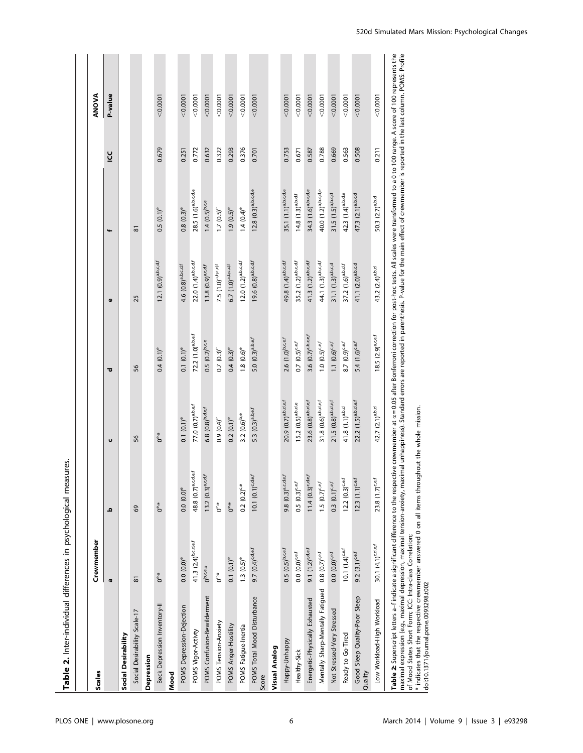**Table 2.** Inter-individual differences in psychological measures.

| Scales | Crewmember | | | | | | | ANOVA |
|---|---|---|---|---|---|---|---|---|
| | a | b | c | d | e | f | ICC | P-value |
| **Social Desirability** | | | | | | | | |
| Social Desirability Scale-17 | 81 | 69 | 56 | 56 | 25 | 81 | | |
| **Depression** | | | | | | | | |
| Beck Depression Inventory-II | 0[e,*] | 0[e,*] | 0[e,*] | 0.4 (0.1)[e] | 12.1 (0.9)[a,b,c,d,f] | 0.5 (0.1)[e] | 0.679 | <0.0001 |
| **Mood** | | | | | | | | |
| POMS Depression-Dejection | 0.0 (0.0)[e] | 0.0 (0.0)[e] | 0.1 (0.1)[e] | 0.1 (0.1)[e] | 4.6 (0.8)[a,b,c,d,f] | 0.8 (0.3)[e] | 0.251 | <0.0001 |
| POMS Vigor-Activity | 41.3 (2.4)[b,c,d,e,f] | 48.8 (0.7)[a,c,d,e,f] | 77.0 (0.7)[a,b,e,f] | 72.2 (1.0)[a,b,e,f] | 22.0 (1.4)[a,b,c,d,f] | 28.5 (1.6)[a,b,c,d,e] | 0.772 | <0.0001 |
| POMS Confusion-Bewilderment | 0[b,c,e,*] | 13.2 (0.3)[a,c,d,f] | 6.8 (0.8)[b,d,e,f] | 0.5 (0.2)[b,c,e] | 13.8 (0.9)[a,c,d,f] | 1.4 (0.5)[b,c,e] | 0.632 | <0.0001 |
| POMS Tension-Anxiety | 0[e,*] | 0[e,*] | 0.9 (0.4)[e] | 0.7 (0.3)[e] | 7.5 (1.0)[a,b,c,d,f] | 1.7 (0.5)[e] | 0.322 | <0.0001 |
| POMS Anger-Hostility | 0.1 (0.1)[e] | 0[e,*] | 0.2 (0.1)[e] | 0.4 (0.3)[e] | 6.7 (1.0)[a,b,c,d,f] | 1.9 (0.5)[e] | 0.293 | <0.0001 |
| POMS Fatigue-Inertia | 1.3 (0.5)[e] | 0.2 (0.2)[c,e] | 3.2 (0.6)[b,e] | 1.8 (0.6)[e] | 12.0 (1.2)[a,b,c,d,f] | 1.4 (0.4)[e] | 0.376 | <0.0001 |
| POMS Total Mood Disturbance Score | 9.7 (0.4)[c,d,e,f] | 10.1 (0.1)[c,d,e,f] | 5.3 (0.3)[a,b,e,f] | 5.0 (0.3)[a,b,e,f] | 19.6 (0.8)[a,b,c,d,f] | 12.8 (0.3)[a,b,c,d,e] | 0.701 | <0.0001 |
| **Visual Analog** | | | | | | | | |
| Happy-Unhappy | 0.5 (0.5)[b,c,e,f] | 9.8 (0.3)[a,c,d,e,f] | 20.9 (0.7)[a,b,d,e,f] | 2.6 (1.0)[b,c,e,f] | 49.8 (1.4)[a,b,c,d,f] | 35.1 (1.1)[a,b,c,d,e] | 0.753 | <0.0001 |
| Healthy-Sick | 0.0 (0.0)[c,e,f] | 0.5 (0.3)[c,e,f] | 15.2 (0.5)[a,b,d,e] | 0.7 (0.5)[c,e,f] | 35.2 (1.2)[a,b,c,d,f] | 14.8 (1.3)[a,b,d,f] | 0.671 | <0.0001 |
| Energetic-Physically Exhausted | 9.1 (1.2)[c,d,e,f] | 11.4 (0.3)[c,d,e,f] | 23.6 (0.8)[a,b,d,e,f] | 3.6 (0.7)[a,b,c,e,f] | 41.3 (1.2)[a,b,c,d,f] | 34.3 (1.6)[a,b,c,d,e] | 0.587 | <0.0001 |
| Mentally Sharp-Mentally Fatigued | 0.8 (0.7)[c,e,f] | 1.5 (0.7)[c,e,f] | 31.8 (0.6)[a,b,d,e,f] | 1.0 (0.5)[c,e,f] | 44.1 (1.3)[a,b,c,d,f] | 40.0 (1.2)[a,b,c,d,e] | 0.788 | <0.0001 |
| Not Stressed-Very Stressed | 0.0 (0.0)[c,e,f] | 0.3 (0.1)[c,e,f] | 21.5 (0.8)[a,b,d,e,f] | 1.1 (0.6)[c,e,f] | 31.1 (1.3)[a,b,c,d] | 31.5 (1.5)[a,b,c,d] | 0.669 | <0.0001 |
| Ready to Go-Tired | 10.1 (1.4)[c,e,f] | 12.2 (0.3)[c,e,f] | 41.8 (1.1)[a,b,d] | 8.7 (0.9)[c,e,f] | 37.2 (1.6)[a,b,d,f] | 42.3 (1.4)[a,b,d,e] | 0.563 | <0.0001 |
| Good Sleep Quality-Poor Sleep Quality | 9.2 (3.1)[c,e,f] | 12.3 (1.1)[c,e,f] | 22.2 (1.5)[a,b,d,e,f] | 5.4 (1.6)[c,e,f] | 41.1 (2.0)[a,b,c,d] | 47.3 (2.1)[a,b,c,d] | 0.508 | <0.0001 |
| Low Workload-High Workload | 30.1 (4.1)[c,d,e,f] | 23.8 (1.7)[c,e,f] | 42.7 (2.1)[a,b,d] | 18.5 (2.9)[a,c,e,f] | 43.2 (2.4)[a,b,d] | 50.3 (2.7)[a,b,d] | 0.211 | <0.0001 |

**Table 2:** Superscript letters a–f indicate a significant difference to the respective crewmember at $\alpha = 0.05$ after Bonferroni correction for post-hoc tests. All scales were transformed to a 0 to 100 range. A score of 100 represents the maximal expression (e.g., maximal depression, maximal tension-anxiety, maximal unhappiness). Standard errors are reported in parenthesis. P-value for the main effect of crewmember is reported in the last column. POMS: Profile of Mood States Short Form; ICC: Intra-class Correlation;

* indicates that the respective crewmember answered 0 on all items throughout the whole mission.

doi:10.1371/journal.pone.0093298.t002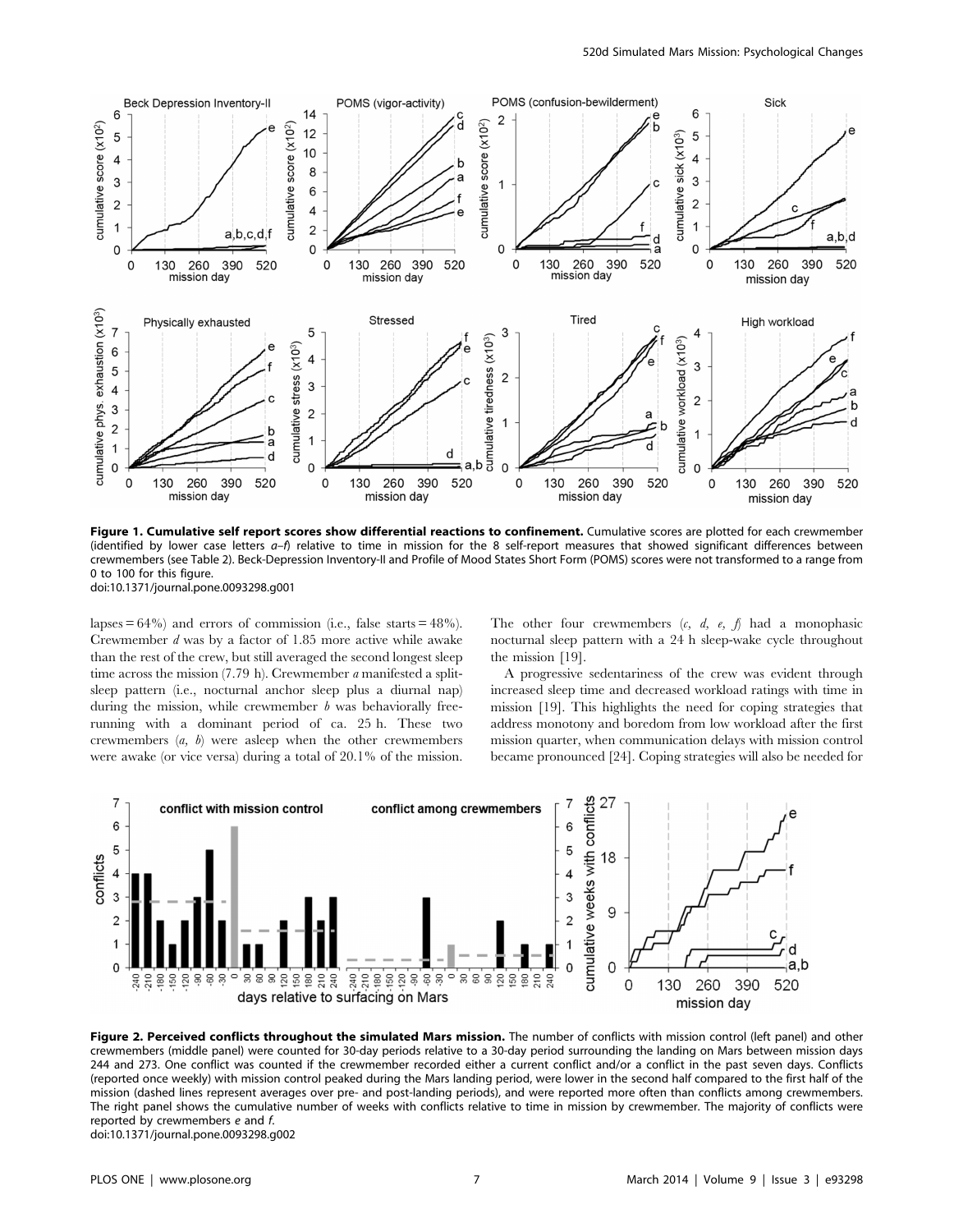**Figure 1. Cumulative self report scores show differential reactions to confinement.** Cumulative scores are plotted for each crewmember (identified by lower case letters *a–f*) relative to time in mission for the 8 self-report measures that showed significant differences between crewmembers (see Table 2). Beck-Depression Inventory-II and Profile of Mood States Short Form (POMS) scores were not transformed to a range from 0 to 100 for this figure.
doi:10.1371/journal.pone.0093298.g001

lapses = 64%) and errors of commission (i.e., false starts = 48%). Crewmember *d* was by a factor of 1.85 more active while awake than the rest of the crew, but still averaged the second longest sleep time across the mission (7.79 h). Crewmember *a* manifested a split-sleep pattern (i.e., nocturnal anchor sleep plus a diurnal nap) during the mission, while crewmember *b* was behaviorally free-running with a dominant period of ca. 25 h. These two crewmembers (*a, b*) were asleep when the other crewmembers were awake (or vice versa) during a total of 20.1% of the mission. The other four crewmembers (*c, d, e, f*) had a monophasic nocturnal sleep pattern with a 24 h sleep-wake cycle throughout the mission [19].

A progressive sedentariness of the crew was evident through increased sleep time and decreased workload ratings with time in mission [19]. This highlights the need for coping strategies that address monotony and boredom from low workload after the first mission quarter, when communication delays with mission control became pronounced [24]. Coping strategies will also be needed for

**Figure 2. Perceived conflicts throughout the simulated Mars mission.** The number of conflicts with mission control (left panel) and other crewmembers (middle panel) were counted for 30-day periods relative to a 30-day period surrounding the landing on Mars between mission days 244 and 273. One conflict was counted if the crewmember recorded either a current conflict and/or a conflict in the past seven days. Conflicts (reported once weekly) with mission control peaked during the Mars landing period, were lower in the second half compared to the first half of the mission (dashed lines represent averages over pre- and post-landing periods), and were reported more often than conflicts among crewmembers. The right panel shows the cumulative number of weeks with conflicts relative to time in mission by crewmember. The majority of conflicts were reported by crewmembers *e* and *f*.
doi:10.1371/journal.pone.0093298.g002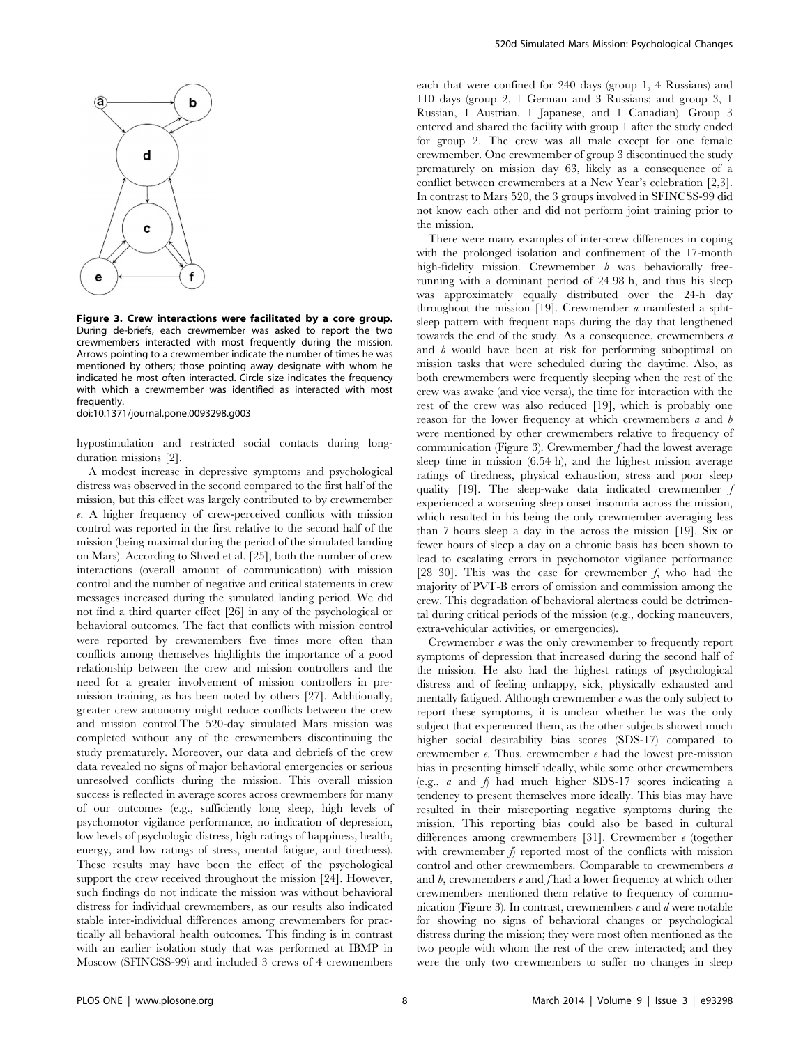**Figure 3. Crew interactions were facilitated by a core group.** During de-briefs, each crewmember was asked to report the two crewmembers interacted with most frequently during the mission. Arrows pointing to a crewmember indicate the number of times he was mentioned by others; those pointing away designate with whom he indicated he most often interacted. Circle size indicates the frequency with which a crewmember was identified as interacted with most frequently.
doi:10.1371/journal.pone.0093298.g003

hypostimulation and restricted social contacts during long-duration missions [2].

A modest increase in depressive symptoms and psychological distress was observed in the second compared to the first half of the mission, but this effect was largely contributed to by crewmember *e*. A higher frequency of crew-perceived conflicts with mission control was reported in the first relative to the second half of the mission (being maximal during the period of the simulated landing on Mars). According to Shved et al. [25], both the number of crew interactions (overall amount of communication) with mission control and the number of negative and critical statements in crew messages increased during the simulated landing period. We did not find a third quarter effect [26] in any of the psychological or behavioral outcomes. The fact that conflicts with mission control were reported by crewmembers five times more often than conflicts among themselves highlights the importance of a good relationship between the crew and mission controllers and the need for a greater involvement of mission controllers in pre-mission training, as has been noted by others [27]. Additionally, greater crew autonomy might reduce conflicts between the crew and mission control.The 520-day simulated Mars mission was completed without any of the crewmembers discontinuing the study prematurely. Moreover, our data and debriefs of the crew data revealed no signs of major behavioral emergencies or serious unresolved conflicts during the mission. This overall mission success is reflected in average scores across crewmembers for many of our outcomes (e.g., sufficiently long sleep, high levels of psychomotor vigilance performance, no indication of depression, low levels of psychologic distress, high ratings of happiness, health, energy, and low ratings of stress, mental fatigue, and tiredness). These results may have been the effect of the psychological support the crew received throughout the mission [24]. However, such findings do not indicate the mission was without behavioral distress for individual crewmembers, as our results also indicated stable inter-individual differences among crewmembers for practically all behavioral health outcomes. This finding is in contrast with an earlier isolation study that was performed at IBMP in Moscow (SFINCSS-99) and included 3 crews of 4 crewmembers each that were confined for 240 days (group 1, 4 Russians) and 110 days (group 2, 1 German and 3 Russians; and group 3, 1 Russian, 1 Austrian, 1 Japanese, and 1 Canadian). Group 3 entered and shared the facility with group 1 after the study ended for group 2. The crew was all male except for one female crewmember. One crewmember of group 3 discontinued the study prematurely on mission day 63, likely as a consequence of a conflict between crewmembers at a New Year's celebration [2,3]. In contrast to Mars 520, the 3 groups involved in SFINCSS-99 did not know each other and did not perform joint training prior to the mission.

There were many examples of inter-crew differences in coping with the prolonged isolation and confinement of the 17-month high-fidelity mission. Crewmember *b* was behaviorally free-running with a dominant period of 24.98 h, and thus his sleep was approximately equally distributed over the 24-h day throughout the mission [19]. Crewmember *a* manifested a split-sleep pattern with frequent naps during the day that lengthened towards the end of the study. As a consequence, crewmembers *a* and *b* would have been at risk for performing suboptimal on mission tasks that were scheduled during the daytime. Also, as both crewmembers were frequently sleeping when the rest of the crew was awake (and vice versa), the time for interaction with the rest of the crew was also reduced [19], which is probably one reason for the lower frequency at which crewmembers *a* and *b* were mentioned by other crewmembers relative to frequency of communication (Figure 3). Crewmember *f* had the lowest average sleep time in mission (6.54 h), and the highest mission average ratings of tiredness, physical exhaustion, stress and poor sleep quality [19]. The sleep-wake data indicated crewmember *f* experienced a worsening sleep onset insomnia across the mission, which resulted in his being the only crewmember averaging less than 7 hours sleep a day in the across the mission [19]. Six or fewer hours of sleep a day on a chronic basis has been shown to lead to escalating errors in psychomotor vigilance performance [28–30]. This was the case for crewmember *f*, who had the majority of PVT-B errors of omission and commission among the crew. This degradation of behavioral alertness could be detrimental during critical periods of the mission (e.g., docking maneuvers, extra-vehicular activities, or emergencies).

Crewmember *e* was the only crewmember to frequently report symptoms of depression that increased during the second half of the mission. He also had the highest ratings of psychological distress and of feeling unhappy, sick, physically exhausted and mentally fatigued. Although crewmember *e* was the only subject to report these symptoms, it is unclear whether he was the only subject that experienced them, as the other subjects showed much higher social desirability bias scores (SDS-17) compared to crewmember *e*. Thus, crewmember *e* had the lowest pre-mission bias in presenting himself ideally, while some other crewmembers (e.g., *a* and *f*) had much higher SDS-17 scores indicating a tendency to present themselves more ideally. This bias may have resulted in their misreporting negative symptoms during the mission. This reporting bias could also be based in cultural differences among crewmembers [31]. Crewmember *e* (together with crewmember *f*) reported most of the conflicts with mission control and other crewmembers. Comparable to crewmembers *a* and *b*, crewmembers *e* and *f* had a lower frequency at which other crewmembers mentioned them relative to frequency of communication (Figure 3). In contrast, crewmembers *c* and *d* were notable for showing no signs of behavioral changes or psychological distress during the mission; they were most often mentioned as the two people with whom the rest of the crew interacted; and they were the only two crewmembers to suffer no changes in sleep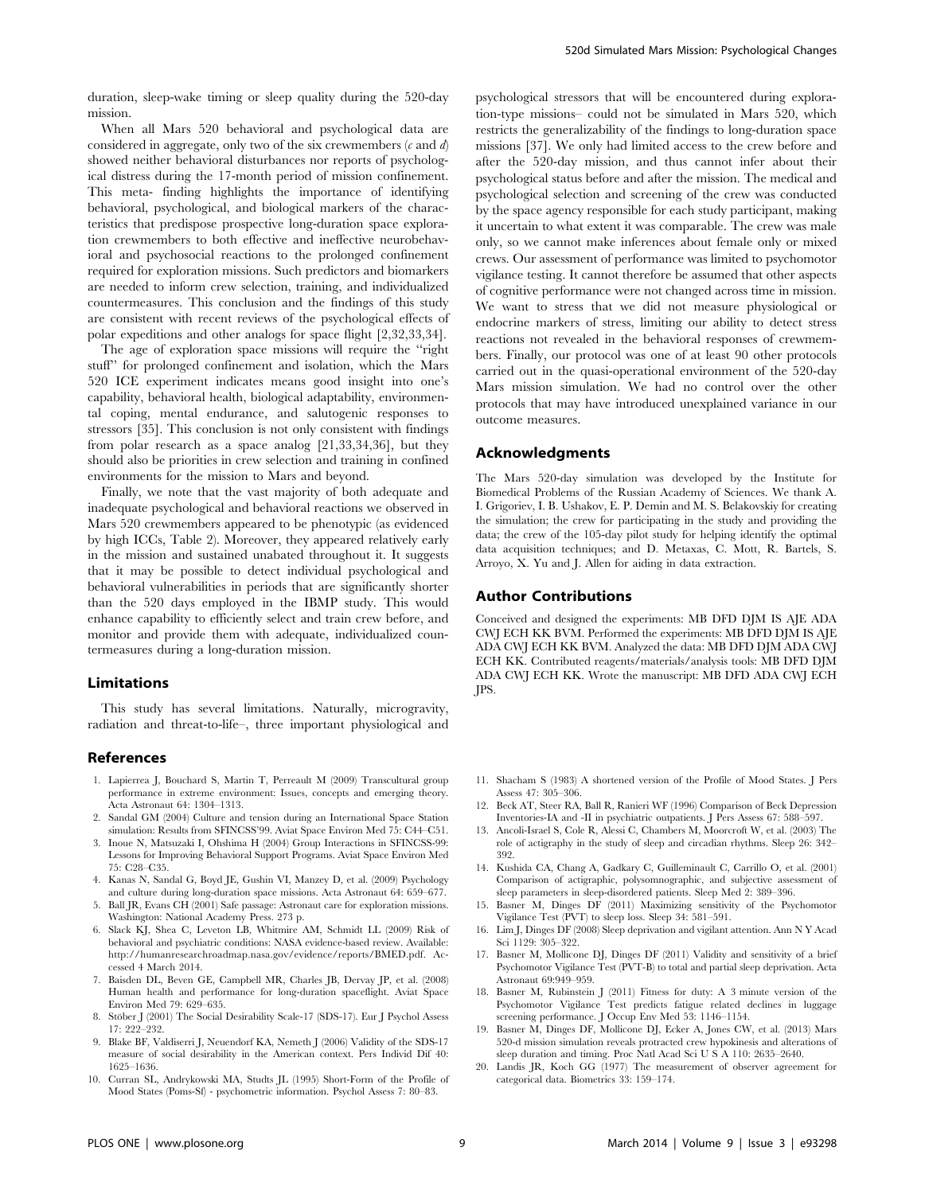duration, sleep-wake timing or sleep quality during the 520-day mission.

When all Mars 520 behavioral and psychological data are considered in aggregate, only two of the six crewmembers (*c* and *d*) showed neither behavioral disturbances nor reports of psychological distress during the 17-month period of mission confinement. This meta- finding highlights the importance of identifying behavioral, psychological, and biological markers of the characteristics that predispose prospective long-duration space exploration crewmembers to both effective and ineffective neurobehavioral and psychosocial reactions to the prolonged confinement required for exploration missions. Such predictors and biomarkers are needed to inform crew selection, training, and individualized countermeasures. This conclusion and the findings of this study are consistent with recent reviews of the psychological effects of polar expeditions and other analogs for space flight [2,32,33,34].

The age of exploration space missions will require the "right stuff" for prolonged confinement and isolation, which the Mars 520 ICE experiment indicates means good insight into one's capability, behavioral health, biological adaptability, environmental coping, mental endurance, and salutogenic responses to stressors [35]. This conclusion is not only consistent with findings from polar research as a space analog [21,33,34,36], but they should also be priorities in crew selection and training in confined environments for the mission to Mars and beyond.

Finally, we note that the vast majority of both adequate and inadequate psychological and behavioral reactions we observed in Mars 520 crewmembers appeared to be phenotypic (as evidenced by high ICCs, Table 2). Moreover, they appeared relatively early in the mission and sustained unabated throughout it. It suggests that it may be possible to detect individual psychological and behavioral vulnerabilities in periods that are significantly shorter than the 520 days employed in the IBMP study. This would enhance capability to efficiently select and train crew before, and monitor and provide them with adequate, individualized countermeasures during a long-duration mission.

## Limitations

This study has several limitations. Naturally, microgravity, radiation and threat-to-life–, three important physiological and psychological stressors that will be encountered during exploration-type missions– could not be simulated in Mars 520, which restricts the generalizability of the findings to long-duration space missions [37]. We only had limited access to the crew before and after the 520-day mission, and thus cannot infer about their psychological status before and after the mission. The medical and psychological selection and screening of the crew was conducted by the space agency responsible for each study participant, making it uncertain to what extent it was comparable. The crew was male only, so we cannot make inferences about female only or mixed crews. Our assessment of performance was limited to psychomotor vigilance testing. It cannot therefore be assumed that other aspects of cognitive performance were not changed across time in mission. We want to stress that we did not measure physiological or endocrine markers of stress, limiting our ability to detect stress reactions not revealed in the behavioral responses of crewmembers. Finally, our protocol was one of at least 90 other protocols carried out in the quasi-operational environment of the 520-day Mars mission simulation. We had no control over the other protocols that may have introduced unexplained variance in our outcome measures.

## Acknowledgments

The Mars 520-day simulation was developed by the Institute for Biomedical Problems of the Russian Academy of Sciences. We thank A. I. Grigoriev, I. B. Ushakov, E. P. Demin and M. S. Belakovskiy for creating the simulation; the crew for participating in the study and providing the data; the crew of the 105-day pilot study for helping identify the optimal data acquisition techniques; and D. Metaxas, C. Mott, R. Bartels, S. Arroyo, X. Yu and J. Allen for aiding in data extraction.

## Author Contributions

Conceived and designed the experiments: MB DFD DJM IS AJE ADA CWJ ECH KK BVM. Performed the experiments: MB DFD DJM IS AJE ADA CWJ ECH KK BVM. Analyzed the data: MB DFD DJM ADA CWJ ECH KK. Contributed reagents/materials/analysis tools: MB DFD DJM ADA CWJ ECH KK. Wrote the manuscript: MB DFD ADA CWJ ECH JPS.

## References

1. Lapierrea J, Bouchard S, Martin T, Perreault M (2009) Transcultural group performance in extreme environment: Issues, concepts and emerging theory. Acta Astronaut 64: 1304–1313.
2. Sandal GM (2004) Culture and tension during an International Space Station simulation: Results from SFINCSS'99. Aviat Space Environ Med 75: C44–C51.
3. Inoue N, Matsuzaki I, Ohshima H (2004) Group Interactions in SFINCSS-99: Lessons for Improving Behavioral Support Programs. Aviat Space Environ Med 75: C28–C35.
4. Kanas N, Sandal G, Boyd JE, Gushin VI, Manzey D, et al. (2009) Psychology and culture during long-duration space missions. Acta Astronaut 64: 659–677.
5. Ball JR, Evans CH (2001) Safe passage: Astronaut care for exploration missions. Washington: National Academy Press. 273 p.
6. Slack KJ, Shea C, Leveton LB, Whitmire AM, Schmidt LL (2009) Risk of behavioral and psychiatric conditions: NASA evidence-based review. Available: http://humanresearchroadmap.nasa.gov/evidence/reports/BMED.pdf. Accessed 4 March 2014.
7. Baisden DL, Beven GE, Campbell MR, Charles JB, Dervay JP, et al. (2008) Human health and performance for long-duration spaceflight. Aviat Space Environ Med 79: 629–635.
8. Stöber J (2001) The Social Desirability Scale-17 (SDS-17). Eur J Psychol Assess 17: 222–232.
9. Blake BF, Valdiserri J, Neuendorf KA, Nemeth J (2006) Validity of the SDS-17 measure of social desirability in the American context. Pers Individ Dif 40: 1625–1636.
10. Curran SL, Andrykowski MA, Studts JL (1995) Short-Form of the Profile of Mood States (Poms-Sf) - psychometric information. Psychol Assess 7: 80–83.
11. Shacham S (1983) A shortened version of the Profile of Mood States. J Pers Assess 47: 305–306.
12. Beck AT, Steer RA, Ball R, Ranieri WF (1996) Comparison of Beck Depression Inventories-IA and -II in psychiatric outpatients. J Pers Assess 67: 588–597.
13. Ancoli-Israel S, Cole R, Alessi C, Chambers M, Moorcroft W, et al. (2003) The role of actigraphy in the study of sleep and circadian rhythms. Sleep 26: 342–392.
14. Kushida CA, Chang A, Gadkary C, Guilleminault C, Carrillo O, et al. (2001) Comparison of actigraphic, polysomnographic, and subjective assessment of sleep parameters in sleep-disordered patients. Sleep Med 2: 389–396.
15. Basner M, Dinges DF (2011) Maximizing sensitivity of the Psychomotor Vigilance Test (PVT) to sleep loss. Sleep 34: 581–591.
16. Lim J, Dinges DF (2008) Sleep deprivation and vigilant attention. Ann N Y Acad Sci 1129: 305–322.
17. Basner M, Mollicone DJ, Dinges DF (2011) Validity and sensitivity of a brief Psychomotor Vigilance Test (PVT-B) to total and partial sleep deprivation. Acta Astronaut 69:949–959.
18. Basner M, Rubinstein J (2011) Fitness for duty: A 3 minute version of the Psychomotor Vigilance Test predicts fatigue related declines in luggage screening performance. J Occup Env Med 53: 1146–1154.
19. Basner M, Dinges DF, Mollicone DJ, Ecker A, Jones CW, et al. (2013) Mars 520-d mission simulation reveals protracted crew hypokinesis and alterations of sleep duration and timing. Proc Natl Acad Sci U S A 110: 2635–2640.
20. Landis JR, Koch GG (1977) The measurement of observer agreement for categorical data. Biometrics 33: 159–174.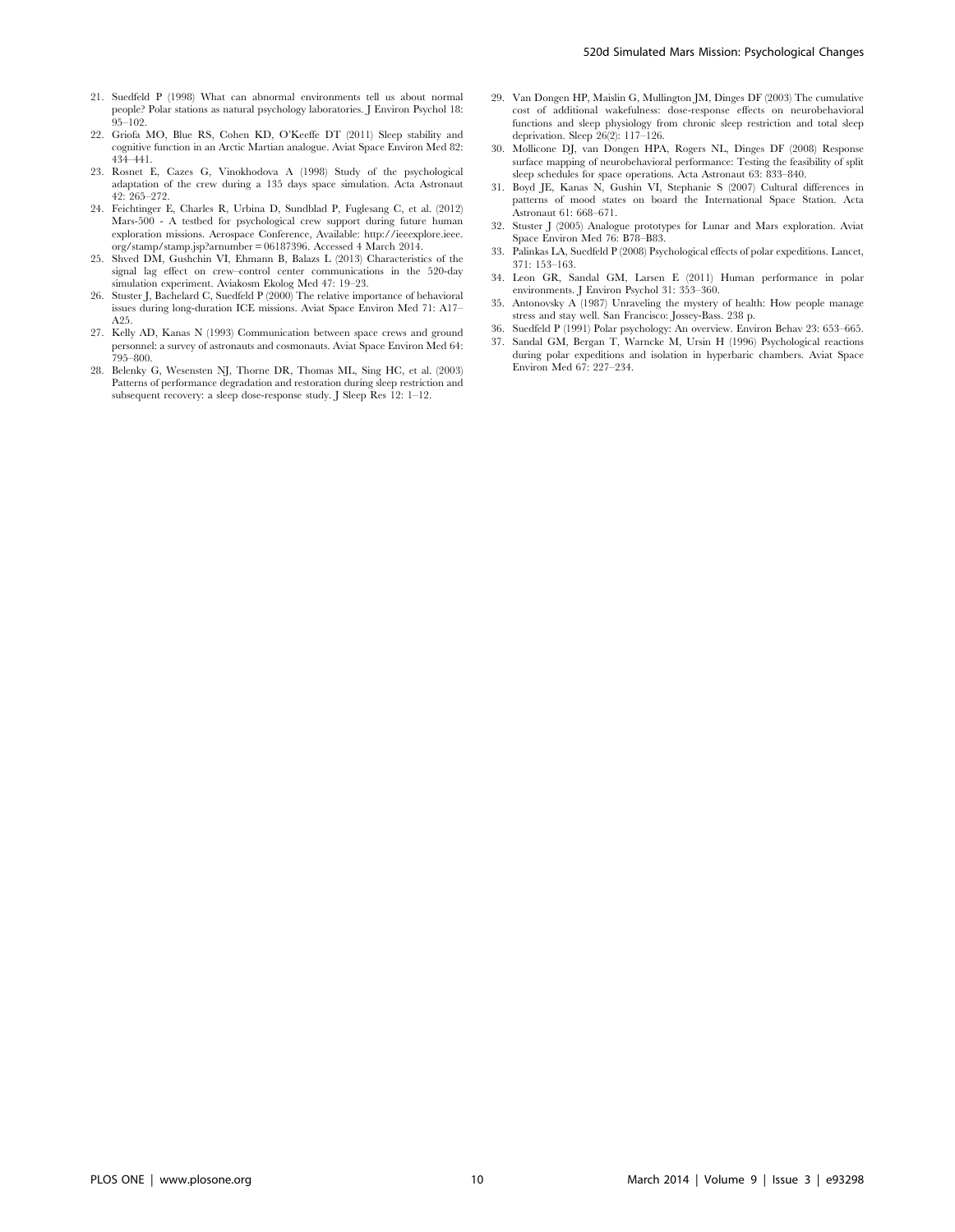21. Suedfeld P (1998) What can abnormal environments tell us about normal people? Polar stations as natural psychology laboratories. J Environ Psychol 18: 95–102.
22. Griofa MO, Blue RS, Cohen KD, O'Keeffe DT (2011) Sleep stability and cognitive function in an Arctic Martian analogue. Aviat Space Environ Med 82: 434–441.
23. Rosnet E, Cazes G, Vinokhodova A (1998) Study of the psychological adaptation of the crew during a 135 days space simulation. Acta Astronaut 42: 265–272.
24. Feichtinger E, Charles R, Urbina D, Sundblad P, Fuglesang C, et al. (2012) Mars-500 - A testbed for psychological crew support during future human exploration missions. Aerospace Conference, Available: http://ieeexplore.ieee.org/stamp/stamp.jsp?arnumber=06187396. Accessed 4 March 2014.
25. Shved DM, Gushchin VI, Ehmann B, Balazs L (2013) Characteristics of the signal lag effect on crew–control center communications in the 520-day simulation experiment. Aviakosm Ekolog Med 47: 19–23.
26. Stuster J, Bachelard C, Suedfeld P (2000) The relative importance of behavioral issues during long-duration ICE missions. Aviat Space Environ Med 71: A17–A25.
27. Kelly AD, Kanas N (1993) Communication between space crews and ground personnel: a survey of astronauts and cosmonauts. Aviat Space Environ Med 64: 795–800.
28. Belenky G, Wesensten NJ, Thorne DR, Thomas ML, Sing HC, et al. (2003) Patterns of performance degradation and restoration during sleep restriction and subsequent recovery: a sleep dose-response study. J Sleep Res 12: 1–12.
29. Van Dongen HP, Maislin G, Mullington JM, Dinges DF (2003) The cumulative cost of additional wakefulness: dose-response effects on neurobehavioral functions and sleep physiology from chronic sleep restriction and total sleep deprivation. Sleep 26(2): 117–126.
30. Mollicone DJ, van Dongen HPA, Rogers NL, Dinges DF (2008) Response surface mapping of neurobehavioral performance: Testing the feasibility of split sleep schedules for space operations. Acta Astronaut 63: 833–840.
31. Boyd JE, Kanas N, Gushin VI, Stephanie S (2007) Cultural differences in patterns of mood states on board the International Space Station. Acta Astronaut 61: 668–671.
32. Stuster J (2005) Analogue prototypes for Lunar and Mars exploration. Aviat Space Environ Med 76: B78–B83.
33. Palinkas LA, Suedfeld P (2008) Psychological effects of polar expeditions. Lancet, 371: 153–163.
34. Leon GR, Sandal GM, Larsen E (2011) Human performance in polar environments. J Environ Psychol 31: 353–360.
35. Antonovsky A (1987) Unraveling the mystery of health: How people manage stress and stay well. San Francisco: Jossey-Bass. 238 p.
36. Suedfeld P (1991) Polar psychology: An overview. Environ Behav 23: 653–665.
37. Sandal GM, Bergan T, Warncke M, Ursin H (1996) Psychological reactions during polar expeditions and isolation in hyperbaric chambers. Aviat Space Environ Med 67: 227–234.